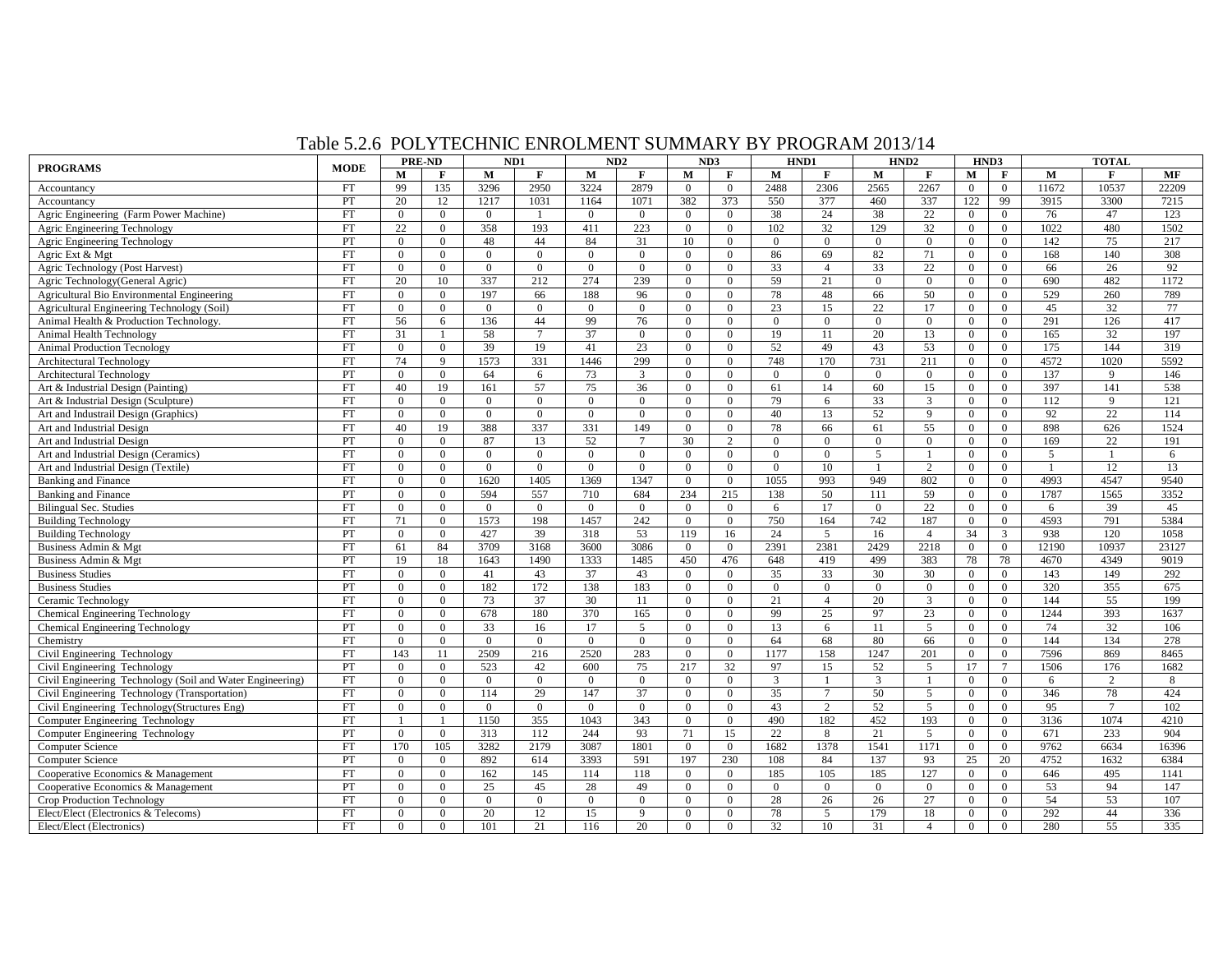# Table 5.2.6 POLYTECHNIC ENROLMENT SUMMARY BY PROGRAM 2013/14

| PROGRAMS | MODE | PRE-ND | | ND1 | | ND2 | | ND3 | | HND1 | | HND2 | | HND3 | | TOTAL | | |
|---|---|---|---|---|---|---|---|---|---|---|---|---|---|---|---|---|---|---|
| | | M | F | M | F | M | F | M | F | M | F | M | F | M | F | M | F | MF |
| Accountancy | FT | 99 | 135 | 3296 | 2950 | 3224 | 2879 | 0 | 0 | 2488 | 2306 | 2565 | 2267 | 0 | 0 | 11672 | 10537 | 22209 |
| Accountancy | PT | 20 | 12 | 1217 | 1031 | 1164 | 1071 | 382 | 373 | 550 | 377 | 460 | 337 | 122 | 99 | 3915 | 3300 | 7215 |
| Agric Engineering (Farm Power Machine) | FT | 0 | 0 | 0 | 1 | 0 | 0 | 0 | 0 | 38 | 24 | 38 | 22 | 0 | 0 | 76 | 47 | 123 |
| Agric Engineering Technology | FT | 22 | 0 | 358 | 193 | 411 | 223 | 0 | 0 | 102 | 32 | 129 | 32 | 0 | 0 | 1022 | 480 | 1502 |
| Agric Engineering Technology | PT | 0 | 0 | 48 | 44 | 84 | 31 | 10 | 0 | 0 | 0 | 0 | 0 | 0 | 0 | 142 | 75 | 217 |
| Agric Ext & Mgt | FT | 0 | 0 | 0 | 0 | 0 | 0 | 0 | 0 | 86 | 69 | 82 | 71 | 0 | 0 | 168 | 140 | 308 |
| Agric Technology (Post Harvest) | FT | 0 | 0 | 0 | 0 | 0 | 0 | 0 | 0 | 33 | 4 | 33 | 22 | 0 | 0 | 66 | 26 | 92 |
| Agric Technology(General Agric) | FT | 20 | 10 | 337 | 212 | 274 | 239 | 0 | 0 | 59 | 21 | 0 | 0 | 0 | 0 | 690 | 482 | 1172 |
| Agricultural Bio Environmental Engineering | FT | 0 | 0 | 197 | 66 | 188 | 96 | 0 | 0 | 78 | 48 | 66 | 50 | 0 | 0 | 529 | 260 | 789 |
| Agricultural Engineering Technology (Soil) | FT | 0 | 0 | 0 | 0 | 0 | 0 | 0 | 0 | 23 | 15 | 22 | 17 | 0 | 0 | 45 | 32 | 77 |
| Animal Health & Production Technology. | FT | 56 | 6 | 136 | 44 | 99 | 76 | 0 | 0 | 0 | 0 | 0 | 0 | 0 | 0 | 291 | 126 | 417 |
| Animal Health Technology | FT | 31 | 1 | 58 | 7 | 37 | 0 | 0 | 0 | 19 | 11 | 20 | 13 | 0 | 0 | 165 | 32 | 197 |
| Animal Production Tecnology | FT | 0 | 0 | 39 | 19 | 41 | 23 | 0 | 0 | 52 | 49 | 43 | 53 | 0 | 0 | 175 | 144 | 319 |
| Architectural Technology | FT | 74 | 9 | 1573 | 331 | 1446 | 299 | 0 | 0 | 748 | 170 | 731 | 211 | 0 | 0 | 4572 | 1020 | 5592 |
| Architectural Technology | PT | 0 | 0 | 64 | 6 | 73 | 3 | 0 | 0 | 0 | 0 | 0 | 0 | 0 | 0 | 137 | 9 | 146 |
| Art & Industrial Design (Painting) | FT | 40 | 19 | 161 | 57 | 75 | 36 | 0 | 0 | 61 | 14 | 60 | 15 | 0 | 0 | 397 | 141 | 538 |
| Art & Industrial Design (Sculpture) | FT | 0 | 0 | 0 | 0 | 0 | 0 | 0 | 0 | 79 | 6 | 33 | 3 | 0 | 0 | 112 | 9 | 121 |
| Art and Industrail Design (Graphics) | FT | 0 | 0 | 0 | 0 | 0 | 0 | 0 | 0 | 40 | 13 | 52 | 9 | 0 | 0 | 92 | 22 | 114 |
| Art and Industrial Design | FT | 40 | 19 | 388 | 337 | 331 | 149 | 0 | 0 | 78 | 66 | 61 | 55 | 0 | 0 | 898 | 626 | 1524 |
| Art and Industrial Design | PT | 0 | 0 | 87 | 13 | 52 | 7 | 30 | 2 | 0 | 0 | 0 | 0 | 0 | 0 | 169 | 22 | 191 |
| Art and Industrial Design (Ceramics) | FT | 0 | 0 | 0 | 0 | 0 | 0 | 0 | 0 | 0 | 0 | 5 | 1 | 0 | 0 | 5 | 1 | 6 |
| Art and Industrial Design (Textile) | FT | 0 | 0 | 0 | 0 | 0 | 0 | 0 | 0 | 0 | 10 | 1 | 2 | 0 | 0 | 1 | 12 | 13 |
| Banking and Finance | FT | 0 | 0 | 1620 | 1405 | 1369 | 1347 | 0 | 0 | 1055 | 993 | 949 | 802 | 0 | 0 | 4993 | 4547 | 9540 |
| Banking and Finance | PT | 0 | 0 | 594 | 557 | 710 | 684 | 234 | 215 | 138 | 50 | 111 | 59 | 0 | 0 | 1787 | 1565 | 3352 |
| Bilingual Sec. Studies | FT | 0 | 0 | 0 | 0 | 0 | 0 | 0 | 0 | 6 | 17 | 0 | 22 | 0 | 0 | 6 | 39 | 45 |
| Building Technology | FT | 71 | 0 | 1573 | 198 | 1457 | 242 | 0 | 0 | 750 | 164 | 742 | 187 | 0 | 0 | 4593 | 791 | 5384 |
| Building Technology | PT | 0 | 0 | 427 | 39 | 318 | 53 | 119 | 16 | 24 | 5 | 16 | 4 | 34 | 3 | 938 | 120 | 1058 |
| Business Admin & Mgt | FT | 61 | 84 | 3709 | 3168 | 3600 | 3086 | 0 | 0 | 2391 | 2381 | 2429 | 2218 | 0 | 0 | 12190 | 10937 | 23127 |
| Business Admin & Mgt | PT | 19 | 18 | 1643 | 1490 | 1333 | 1485 | 450 | 476 | 648 | 419 | 499 | 383 | 78 | 78 | 4670 | 4349 | 9019 |
| Business Studies | FT | 0 | 0 | 41 | 43 | 37 | 43 | 0 | 0 | 35 | 33 | 30 | 30 | 0 | 0 | 143 | 149 | 292 |
| Business Studies | PT | 0 | 0 | 182 | 172 | 138 | 183 | 0 | 0 | 0 | 0 | 0 | 0 | 0 | 0 | 320 | 355 | 675 |
| Ceramic Technology | FT | 0 | 0 | 73 | 37 | 30 | 11 | 0 | 0 | 21 | 4 | 20 | 3 | 0 | 0 | 144 | 55 | 199 |
| Chemical Engineering Technology | FT | 0 | 0 | 678 | 180 | 370 | 165 | 0 | 0 | 99 | 25 | 97 | 23 | 0 | 0 | 1244 | 393 | 1637 |
| Chemical Engineering Technology | PT | 0 | 0 | 33 | 16 | 17 | 5 | 0 | 0 | 13 | 6 | 11 | 5 | 0 | 0 | 74 | 32 | 106 |
| Chemistry | FT | 0 | 0 | 0 | 0 | 0 | 0 | 0 | 0 | 64 | 68 | 80 | 66 | 0 | 0 | 144 | 134 | 278 |
| Civil Engineering Technology | FT | 143 | 11 | 2509 | 216 | 2520 | 283 | 0 | 0 | 1177 | 158 | 1247 | 201 | 0 | 0 | 7596 | 869 | 8465 |
| Civil Engineering Technology | PT | 0 | 0 | 523 | 42 | 600 | 75 | 217 | 32 | 97 | 15 | 52 | 5 | 17 | 7 | 1506 | 176 | 1682 |
| Civil Engineering Technology (Soil and Water Engineering) | FT | 0 | 0 | 0 | 0 | 0 | 0 | 0 | 0 | 3 | 1 | 3 | 1 | 0 | 0 | 6 | 2 | 8 |
| Civil Engineering Technology (Transportation) | FT | 0 | 0 | 114 | 29 | 147 | 37 | 0 | 0 | 35 | 7 | 50 | 5 | 0 | 0 | 346 | 78 | 424 |
| Civil Engineering Technology(Structures Eng) | FT | 0 | 0 | 0 | 0 | 0 | 0 | 0 | 0 | 43 | 2 | 52 | 5 | 0 | 0 | 95 | 7 | 102 |
| Computer Engineering Technology | FT | 1 | 1 | 1150 | 355 | 1043 | 343 | 0 | 0 | 490 | 182 | 452 | 193 | 0 | 0 | 3136 | 1074 | 4210 |
| Computer Engineering Technology | PT | 0 | 0 | 313 | 112 | 244 | 93 | 71 | 15 | 22 | 8 | 21 | 5 | 0 | 0 | 671 | 233 | 904 |
| Computer Science | FT | 170 | 105 | 3282 | 2179 | 3087 | 1801 | 0 | 0 | 1682 | 1378 | 1541 | 1171 | 0 | 0 | 9762 | 6634 | 16396 |
| Computer Science | PT | 0 | 0 | 892 | 614 | 3393 | 591 | 197 | 230 | 108 | 84 | 137 | 93 | 25 | 20 | 4752 | 1632 | 6384 |
| Cooperative Economics & Management | FT | 0 | 0 | 162 | 145 | 114 | 118 | 0 | 0 | 185 | 105 | 185 | 127 | 0 | 0 | 646 | 495 | 1141 |
| Cooperative Economics & Management | PT | 0 | 0 | 25 | 45 | 28 | 49 | 0 | 0 | 0 | 0 | 0 | 0 | 0 | 0 | 53 | 94 | 147 |
| Crop Production Technology | FT | 0 | 0 | 0 | 0 | 0 | 0 | 0 | 0 | 28 | 26 | 26 | 27 | 0 | 0 | 54 | 53 | 107 |
| Elect/Elect (Electronics & Telecoms) | FT | 0 | 0 | 20 | 12 | 15 | 9 | 0 | 0 | 78 | 5 | 179 | 18 | 0 | 0 | 292 | 44 | 336 |
| Elect/Elect (Electronics) | FT | 0 | 0 | 101 | 21 | 116 | 20 | 0 | 0 | 32 | 10 | 31 | 4 | 0 | 0 | 280 | 55 | 335 |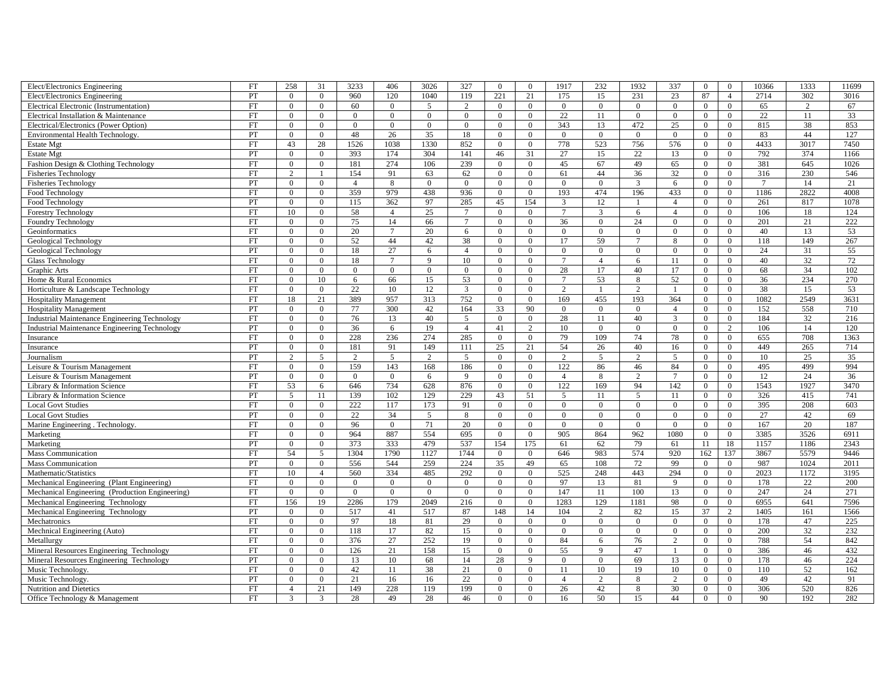| | | | | | | | | | | | | | | | | | | |
|---|---|---|---|---|---|---|---|---|---|---|---|---|---|---|---|---|---|---|
| Elect/Electronics Engineering | FT | 258 | 31 | 3233 | 406 | 3026 | 327 | 0 | 0 | 1917 | 232 | 1932 | 337 | 0 | 0 | 10366 | 1333 | 11699 |
| Elect/Electronics Engineering | PT | 0 | 0 | 960 | 120 | 1040 | 119 | 221 | 21 | 175 | 15 | 231 | 23 | 87 | 4 | 2714 | 302 | 3016 |
| Electrical Electronic (Instrumentation) | FT | 0 | 0 | 60 | 0 | 5 | 2 | 0 | 0 | 0 | 0 | 0 | 0 | 0 | 0 | 65 | 2 | 67 |
| Electrical Installation & Maintenance | FT | 0 | 0 | 0 | 0 | 0 | 0 | 0 | 0 | 22 | 11 | 0 | 0 | 0 | 0 | 22 | 11 | 33 |
| Electrical/Electronics (Power Option) | FT | 0 | 0 | 0 | 0 | 0 | 0 | 0 | 0 | 343 | 13 | 472 | 25 | 0 | 0 | 815 | 38 | 853 |
| Environmental Health Technology. | PT | 0 | 0 | 48 | 26 | 35 | 18 | 0 | 0 | 0 | 0 | 0 | 0 | 0 | 0 | 83 | 44 | 127 |
| Estate Mgt | FT | 43 | 28 | 1526 | 1038 | 1330 | 852 | 0 | 0 | 778 | 523 | 756 | 576 | 0 | 0 | 4433 | 3017 | 7450 |
| Estate Mgt | PT | 0 | 0 | 393 | 174 | 304 | 141 | 46 | 31 | 27 | 15 | 22 | 13 | 0 | 0 | 792 | 374 | 1166 |
| Fashion Design & Clothing Technology | FT | 0 | 0 | 181 | 274 | 106 | 239 | 0 | 0 | 45 | 67 | 49 | 65 | 0 | 0 | 381 | 645 | 1026 |
| Fisheries Technology | FT | 2 | 1 | 154 | 91 | 63 | 62 | 0 | 0 | 61 | 44 | 36 | 32 | 0 | 0 | 316 | 230 | 546 |
| Fisheries Technology | PT | 0 | 0 | 4 | 8 | 0 | 0 | 0 | 0 | 0 | 0 | 3 | 6 | 0 | 0 | 7 | 14 | 21 |
| Food Technology | FT | 0 | 0 | 359 | 979 | 438 | 936 | 0 | 0 | 193 | 474 | 196 | 433 | 0 | 0 | 1186 | 2822 | 4008 |
| Food Technology | PT | 0 | 0 | 115 | 362 | 97 | 285 | 45 | 154 | 3 | 12 | 1 | 4 | 0 | 0 | 261 | 817 | 1078 |
| Forestry Technology | FT | 10 | 0 | 58 | 4 | 25 | 7 | 0 | 0 | 7 | 3 | 6 | 4 | 0 | 0 | 106 | 18 | 124 |
| Foundry Technology | FT | 0 | 0 | 75 | 14 | 66 | 7 | 0 | 0 | 36 | 0 | 24 | 0 | 0 | 0 | 201 | 21 | 222 |
| Geoinformatics | FT | 0 | 0 | 20 | 7 | 20 | 6 | 0 | 0 | 0 | 0 | 0 | 0 | 0 | 0 | 40 | 13 | 53 |
| Geological Technology | FT | 0 | 0 | 52 | 44 | 42 | 38 | 0 | 0 | 17 | 59 | 7 | 8 | 0 | 0 | 118 | 149 | 267 |
| Geological Technology | PT | 0 | 0 | 18 | 27 | 6 | 4 | 0 | 0 | 0 | 0 | 0 | 0 | 0 | 0 | 24 | 31 | 55 |
| Glass Technology | FT | 0 | 0 | 18 | 7 | 9 | 10 | 0 | 0 | 7 | 4 | 6 | 11 | 0 | 0 | 40 | 32 | 72 |
| Graphic Arts | FT | 0 | 0 | 0 | 0 | 0 | 0 | 0 | 0 | 28 | 17 | 40 | 17 | 0 | 0 | 68 | 34 | 102 |
| Home & Rural Economics | FT | 0 | 10 | 6 | 66 | 15 | 53 | 0 | 0 | 7 | 53 | 8 | 52 | 0 | 0 | 36 | 234 | 270 |
| Horticulture & Landscape Technology | FT | 0 | 0 | 22 | 10 | 12 | 3 | 0 | 0 | 2 | 1 | 2 | 1 | 0 | 0 | 38 | 15 | 53 |
| Hospitality Management | FT | 18 | 21 | 389 | 957 | 313 | 752 | 0 | 0 | 169 | 455 | 193 | 364 | 0 | 0 | 1082 | 2549 | 3631 |
| Hospitality Management | PT | 0 | 0 | 77 | 300 | 42 | 164 | 33 | 90 | 0 | 0 | 0 | 4 | 0 | 0 | 152 | 558 | 710 |
| Industrial Maintenance Engineering Technology | FT | 0 | 0 | 76 | 13 | 40 | 5 | 0 | 0 | 28 | 11 | 40 | 3 | 0 | 0 | 184 | 32 | 216 |
| Industrial Maintenance Engineering Technology | PT | 0 | 0 | 36 | 6 | 19 | 4 | 41 | 2 | 10 | 0 | 0 | 0 | 0 | 2 | 106 | 14 | 120 |
| Insurance | FT | 0 | 0 | 228 | 236 | 274 | 285 | 0 | 0 | 79 | 109 | 74 | 78 | 0 | 0 | 655 | 708 | 1363 |
| Insurance | PT | 0 | 0 | 181 | 91 | 149 | 111 | 25 | 21 | 54 | 26 | 40 | 16 | 0 | 0 | 449 | 265 | 714 |
| Journalism | PT | 2 | 5 | 2 | 5 | 2 | 5 | 0 | 0 | 2 | 5 | 2 | 5 | 0 | 0 | 10 | 25 | 35 |
| Leisure & Tourism Management | FT | 0 | 0 | 159 | 143 | 168 | 186 | 0 | 0 | 122 | 86 | 46 | 84 | 0 | 0 | 495 | 499 | 994 |
| Leisure & Tourism Management | PT | 0 | 0 | 0 | 0 | 6 | 9 | 0 | 0 | 4 | 8 | 2 | 7 | 0 | 0 | 12 | 24 | 36 |
| Library & Information Science | FT | 53 | 6 | 646 | 734 | 628 | 876 | 0 | 0 | 122 | 169 | 94 | 142 | 0 | 0 | 1543 | 1927 | 3470 |
| Library & Information Science | PT | 5 | 11 | 139 | 102 | 129 | 229 | 43 | 51 | 5 | 11 | 5 | 11 | 0 | 0 | 326 | 415 | 741 |
| Local Govt Studies | FT | 0 | 0 | 222 | 117 | 173 | 91 | 0 | 0 | 0 | 0 | 0 | 0 | 0 | 0 | 395 | 208 | 603 |
| Local Govt Studies | PT | 0 | 0 | 22 | 34 | 5 | 8 | 0 | 0 | 0 | 0 | 0 | 0 | 0 | 0 | 27 | 42 | 69 |
| Marine Engineering . Technology. | FT | 0 | 0 | 96 | 0 | 71 | 20 | 0 | 0 | 0 | 0 | 0 | 0 | 0 | 0 | 167 | 20 | 187 |
| Marketing | FT | 0 | 0 | 964 | 887 | 554 | 695 | 0 | 0 | 905 | 864 | 962 | 1080 | 0 | 0 | 3385 | 3526 | 6911 |
| Marketing | PT | 0 | 0 | 373 | 333 | 479 | 537 | 154 | 175 | 61 | 62 | 79 | 61 | 11 | 18 | 1157 | 1186 | 2343 |
| Mass Communication | FT | 54 | 5 | 1304 | 1790 | 1127 | 1744 | 0 | 0 | 646 | 983 | 574 | 920 | 162 | 137 | 3867 | 5579 | 9446 |
| Mass Communication | PT | 0 | 0 | 556 | 544 | 259 | 224 | 35 | 49 | 65 | 108 | 72 | 99 | 0 | 0 | 987 | 1024 | 2011 |
| Mathematic/Statistics | FT | 10 | 4 | 560 | 334 | 485 | 292 | 0 | 0 | 525 | 248 | 443 | 294 | 0 | 0 | 2023 | 1172 | 3195 |
| Mechanical Engineering (Plant Engineering) | FT | 0 | 0 | 0 | 0 | 0 | 0 | 0 | 0 | 97 | 13 | 81 | 9 | 0 | 0 | 178 | 22 | 200 |
| Mechanical Engineering (Production Engineering) | FT | 0 | 0 | 0 | 0 | 0 | 0 | 0 | 0 | 147 | 11 | 100 | 13 | 0 | 0 | 247 | 24 | 271 |
| Mechanical Engineering Technology | FT | 156 | 19 | 2286 | 179 | 2049 | 216 | 0 | 0 | 1283 | 129 | 1181 | 98 | 0 | 0 | 6955 | 641 | 7596 |
| Mechanical Engineering Technology | PT | 0 | 0 | 517 | 41 | 517 | 87 | 148 | 14 | 104 | 2 | 82 | 15 | 37 | 2 | 1405 | 161 | 1566 |
| Mechatronics | FT | 0 | 0 | 97 | 18 | 81 | 29 | 0 | 0 | 0 | 0 | 0 | 0 | 0 | 0 | 178 | 47 | 225 |
| Mechnical Engineering (Auto) | FT | 0 | 0 | 118 | 17 | 82 | 15 | 0 | 0 | 0 | 0 | 0 | 0 | 0 | 0 | 200 | 32 | 232 |
| Metallurgy | FT | 0 | 0 | 376 | 27 | 252 | 19 | 0 | 0 | 84 | 6 | 76 | 2 | 0 | 0 | 788 | 54 | 842 |
| Mineral Resources Engineering Technology | FT | 0 | 0 | 126 | 21 | 158 | 15 | 0 | 0 | 55 | 9 | 47 | 1 | 0 | 0 | 386 | 46 | 432 |
| Mineral Resources Engineering Technology | PT | 0 | 0 | 13 | 10 | 68 | 14 | 28 | 9 | 0 | 0 | 69 | 13 | 0 | 0 | 178 | 46 | 224 |
| Music Technology. | FT | 0 | 0 | 42 | 11 | 38 | 21 | 0 | 0 | 11 | 10 | 19 | 10 | 0 | 0 | 110 | 52 | 162 |
| Music Technology. | PT | 0 | 0 | 21 | 16 | 16 | 22 | 0 | 0 | 4 | 2 | 8 | 2 | 0 | 0 | 49 | 42 | 91 |
| Nutrition and Dietetics | FT | 4 | 21 | 149 | 228 | 119 | 199 | 0 | 0 | 26 | 42 | 8 | 30 | 0 | 0 | 306 | 520 | 826 |
| Office Technology & Management | FT | 3 | 3 | 28 | 49 | 28 | 46 | 0 | 0 | 16 | 50 | 15 | 44 | 0 | 0 | 90 | 192 | 282 |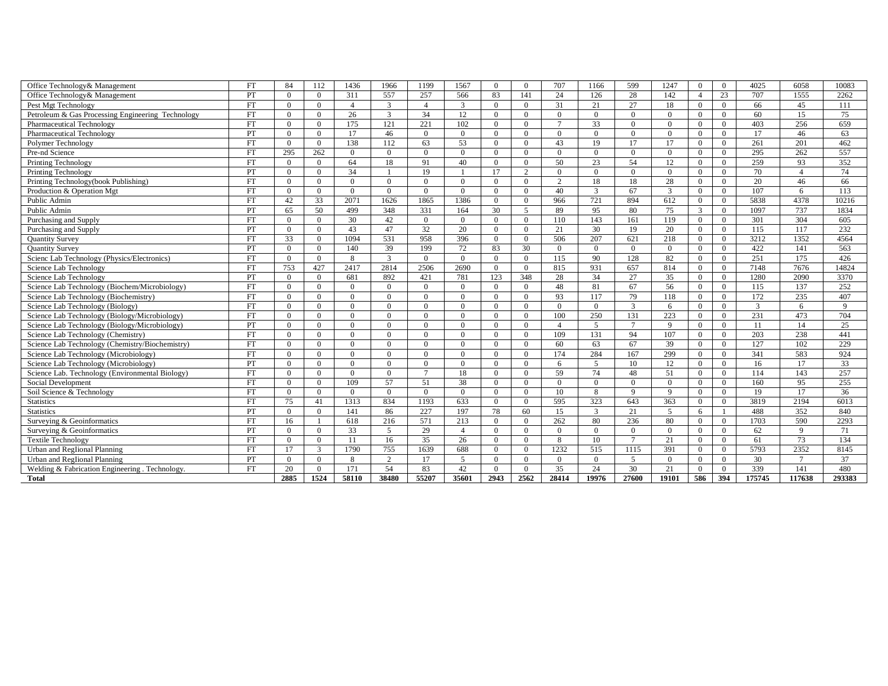| | | | | | | | | | | | | | | | | | | |
|---|---|---|---|---|---|---|---|---|---|---|---|---|---|---|---|---|---|---|
| Office Technology& Management | FT | 84 | 112 | 1436 | 1966 | 1199 | 1567 | 0 | 0 | 707 | 1166 | 599 | 1247 | 0 | 0 | 4025 | 6058 | 10083 |
| Office Technology& Management | PT | 0 | 0 | 311 | 557 | 257 | 566 | 83 | 141 | 24 | 126 | 28 | 142 | 4 | 23 | 707 | 1555 | 2262 |
| Pest Mgt Technology | FT | 0 | 0 | 4 | 3 | 4 | 3 | 0 | 0 | 31 | 21 | 27 | 18 | 0 | 0 | 66 | 45 | 111 |
| Petroleum & Gas Processing Engineering Technology | FT | 0 | 0 | 26 | 3 | 34 | 12 | 0 | 0 | 0 | 0 | 0 | 0 | 0 | 0 | 60 | 15 | 75 |
| Pharmaceutical Technology | FT | 0 | 0 | 175 | 121 | 221 | 102 | 0 | 0 | 7 | 33 | 0 | 0 | 0 | 0 | 403 | 256 | 659 |
| Pharmaceutical Technology | PT | 0 | 0 | 17 | 46 | 0 | 0 | 0 | 0 | 0 | 0 | 0 | 0 | 0 | 0 | 17 | 46 | 63 |
| Polymer Technology | FT | 0 | 0 | 138 | 112 | 63 | 53 | 0 | 0 | 43 | 19 | 17 | 17 | 0 | 0 | 261 | 201 | 462 |
| Pre-nd Science | FT | 295 | 262 | 0 | 0 | 0 | 0 | 0 | 0 | 0 | 0 | 0 | 0 | 0 | 0 | 295 | 262 | 557 |
| Printing Technology | FT | 0 | 0 | 64 | 18 | 91 | 40 | 0 | 0 | 50 | 23 | 54 | 12 | 0 | 0 | 259 | 93 | 352 |
| Printing Technology | PT | 0 | 0 | 34 | 1 | 19 | 1 | 17 | 2 | 0 | 0 | 0 | 0 | 0 | 0 | 70 | 4 | 74 |
| Printing Technology(book Publishing) | FT | 0 | 0 | 0 | 0 | 0 | 0 | 0 | 0 | 2 | 18 | 18 | 28 | 0 | 0 | 20 | 46 | 66 |
| Production & Operation Mgt | FT | 0 | 0 | 0 | 0 | 0 | 0 | 0 | 0 | 40 | 3 | 67 | 3 | 0 | 0 | 107 | 6 | 113 |
| Public Admin | FT | 42 | 33 | 2071 | 1626 | 1865 | 1386 | 0 | 0 | 966 | 721 | 894 | 612 | 0 | 0 | 5838 | 4378 | 10216 |
| Public Admin | PT | 65 | 50 | 499 | 348 | 331 | 164 | 30 | 5 | 89 | 95 | 80 | 75 | 3 | 0 | 1097 | 737 | 1834 |
| Purchasing and Supply | FT | 0 | 0 | 30 | 42 | 0 | 0 | 0 | 0 | 110 | 143 | 161 | 119 | 0 | 0 | 301 | 304 | 605 |
| Purchasing and Supply | PT | 0 | 0 | 43 | 47 | 32 | 20 | 0 | 0 | 21 | 30 | 19 | 20 | 0 | 0 | 115 | 117 | 232 |
| Quantity Survey | FT | 33 | 0 | 1094 | 531 | 958 | 396 | 0 | 0 | 506 | 207 | 621 | 218 | 0 | 0 | 3212 | 1352 | 4564 |
| Quantity Survey | PT | 0 | 0 | 140 | 39 | 199 | 72 | 83 | 30 | 0 | 0 | 0 | 0 | 0 | 0 | 422 | 141 | 563 |
| Scienc Lab Technology (Physics/Electronics) | FT | 0 | 0 | 8 | 3 | 0 | 0 | 0 | 0 | 115 | 90 | 128 | 82 | 0 | 0 | 251 | 175 | 426 |
| Science Lab Technology | FT | 753 | 427 | 2417 | 2814 | 2506 | 2690 | 0 | 0 | 815 | 931 | 657 | 814 | 0 | 0 | 7148 | 7676 | 14824 |
| Science Lab Technology | PT | 0 | 0 | 681 | 892 | 421 | 781 | 123 | 348 | 28 | 34 | 27 | 35 | 0 | 0 | 1280 | 2090 | 3370 |
| Science Lab Technology (Biochem/Microbiology) | FT | 0 | 0 | 0 | 0 | 0 | 0 | 0 | 0 | 48 | 81 | 67 | 56 | 0 | 0 | 115 | 137 | 252 |
| Science Lab Technology (Biochemistry) | FT | 0 | 0 | 0 | 0 | 0 | 0 | 0 | 0 | 93 | 117 | 79 | 118 | 0 | 0 | 172 | 235 | 407 |
| Science Lab Technology (Biology) | FT | 0 | 0 | 0 | 0 | 0 | 0 | 0 | 0 | 0 | 0 | 3 | 6 | 0 | 0 | 3 | 6 | 9 |
| Science Lab Technology (Biology/Microbiology) | FT | 0 | 0 | 0 | 0 | 0 | 0 | 0 | 0 | 100 | 250 | 131 | 223 | 0 | 0 | 231 | 473 | 704 |
| Science Lab Technology (Biology/Microbiology) | PT | 0 | 0 | 0 | 0 | 0 | 0 | 0 | 0 | 4 | 5 | 7 | 9 | 0 | 0 | 11 | 14 | 25 |
| Science Lab Technology (Chemistry) | FT | 0 | 0 | 0 | 0 | 0 | 0 | 0 | 0 | 109 | 131 | 94 | 107 | 0 | 0 | 203 | 238 | 441 |
| Science Lab Technology (Chemistry/Biochemistry) | FT | 0 | 0 | 0 | 0 | 0 | 0 | 0 | 0 | 60 | 63 | 67 | 39 | 0 | 0 | 127 | 102 | 229 |
| Science Lab Technology (Microbiology) | FT | 0 | 0 | 0 | 0 | 0 | 0 | 0 | 0 | 174 | 284 | 167 | 299 | 0 | 0 | 341 | 583 | 924 |
| Science Lab Technology (Microbiology) | PT | 0 | 0 | 0 | 0 | 0 | 0 | 0 | 0 | 6 | 5 | 10 | 12 | 0 | 0 | 16 | 17 | 33 |
| Science Lab. Technology (Environmental Biology) | FT | 0 | 0 | 0 | 0 | 7 | 18 | 0 | 0 | 59 | 74 | 48 | 51 | 0 | 0 | 114 | 143 | 257 |
| Social Development | FT | 0 | 0 | 109 | 57 | 51 | 38 | 0 | 0 | 0 | 0 | 0 | 0 | 0 | 0 | 160 | 95 | 255 |
| Soil Science & Technology | FT | 0 | 0 | 0 | 0 | 0 | 0 | 0 | 0 | 10 | 8 | 9 | 9 | 0 | 0 | 19 | 17 | 36 |
| Statistics | FT | 75 | 41 | 1313 | 834 | 1193 | 633 | 0 | 0 | 595 | 323 | 643 | 363 | 0 | 0 | 3819 | 2194 | 6013 |
| Statistics | PT | 0 | 0 | 141 | 86 | 227 | 197 | 78 | 60 | 15 | 3 | 21 | 5 | 6 | 1 | 488 | 352 | 840 |
| Surveying & Geoinformatics | FT | 16 | 1 | 618 | 216 | 571 | 213 | 0 | 0 | 262 | 80 | 236 | 80 | 0 | 0 | 1703 | 590 | 2293 |
| Surveying & Geoinformatics | PT | 0 | 0 | 33 | 5 | 29 | 4 | 0 | 0 | 0 | 0 | 0 | 0 | 0 | 0 | 62 | 9 | 71 |
| Textile Technology | FT | 0 | 0 | 11 | 16 | 35 | 26 | 0 | 0 | 8 | 10 | 7 | 21 | 0 | 0 | 61 | 73 | 134 |
| Urban and Reglional Planning | FT | 17 | 3 | 1790 | 755 | 1639 | 688 | 0 | 0 | 1232 | 515 | 1115 | 391 | 0 | 0 | 5793 | 2352 | 8145 |
| Urban and Reglional Planning | PT | 0 | 0 | 8 | 2 | 17 | 5 | 0 | 0 | 0 | 0 | 5 | 0 | 0 | 0 | 30 | 7 | 37 |
| Welding & Fabrication Engineering . Technology. | FT | 20 | 0 | 171 | 54 | 83 | 42 | 0 | 0 | 35 | 24 | 30 | 21 | 0 | 0 | 339 | 141 | 480 |
| **Total** | | **2885** | **1524** | **58110** | **38480** | **55207** | **35601** | **2943** | **2562** | **28414** | **19976** | **27600** | **19101** | **586** | **394** | **175745** | **117638** | **293383** |